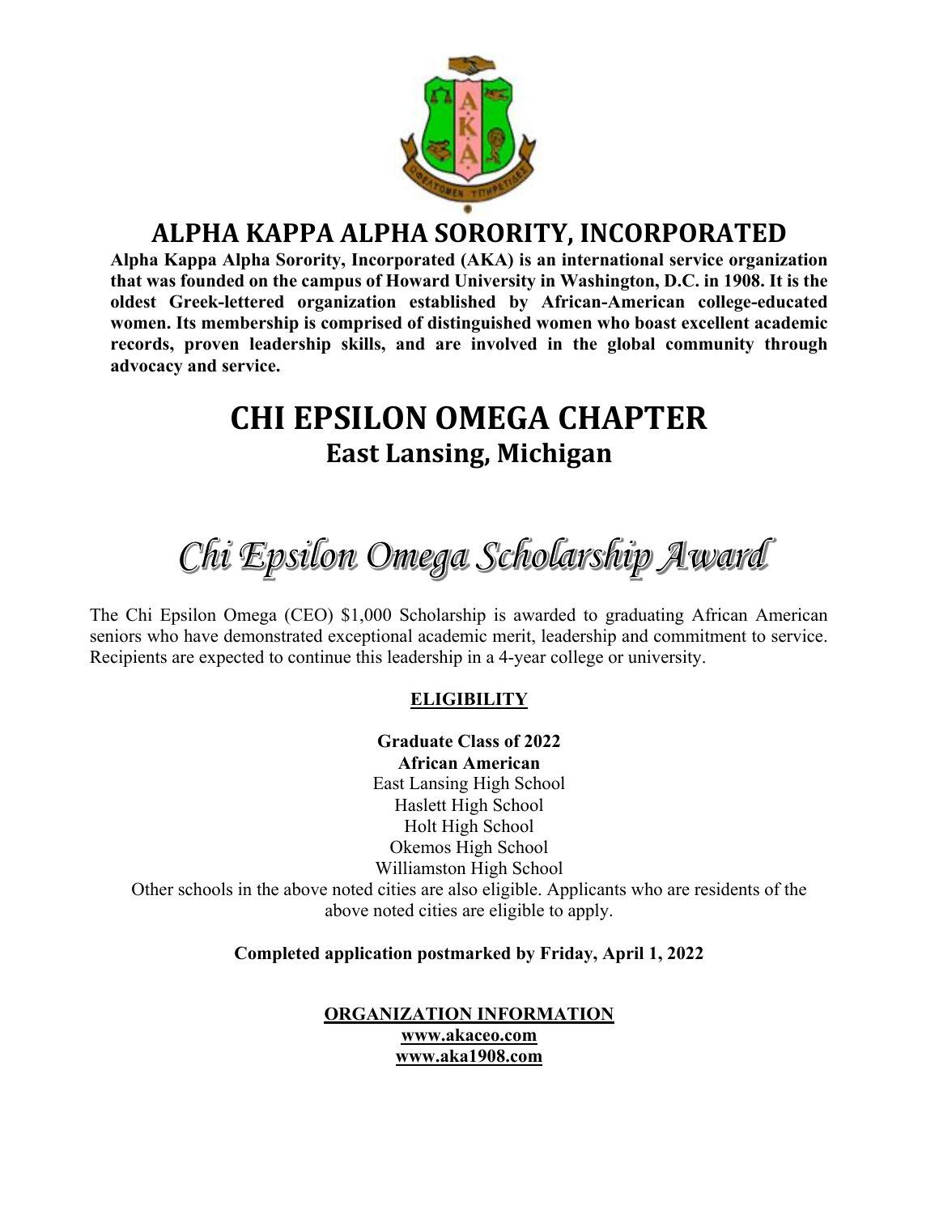# ALPHA KAPPA ALPHA SORORITY, INCORPORATED

**Alpha Kappa Alpha Sorority, Incorporated (AKA) is an international service organization that was founded on the campus of Howard University in Washington, D.C. in 1908. It is the oldest Greek-lettered organization established by African-American college-educated women. Its membership is comprised of distinguished women who boast excellent academic records, proven leadership skills, and are involved in the global community through advocacy and service.**

# CHI EPSILON OMEGA CHAPTER

## East Lansing, Michigan

## *Chi Epsilon Omega Scholarship Award*

The Chi Epsilon Omega (CEO) $1,000 Scholarship is awarded to graduating African American seniors who have demonstrated exceptional academic merit, leadership and commitment to service. Recipients are expected to continue this leadership in a 4-year college or university.

### ELIGIBILITY

**Graduate Class of 2022**
**African American**
East Lansing High School
Haslett High School
Holt High School
Okemos High School
Williamston High School
Other schools in the above noted cities are also eligible. Applicants who are residents of the above noted cities are eligible to apply.

**Completed application postmarked by Friday, April 1, 2022**

### ORGANIZATION INFORMATION

**www.akaceo.com**
**www.aka1908.com**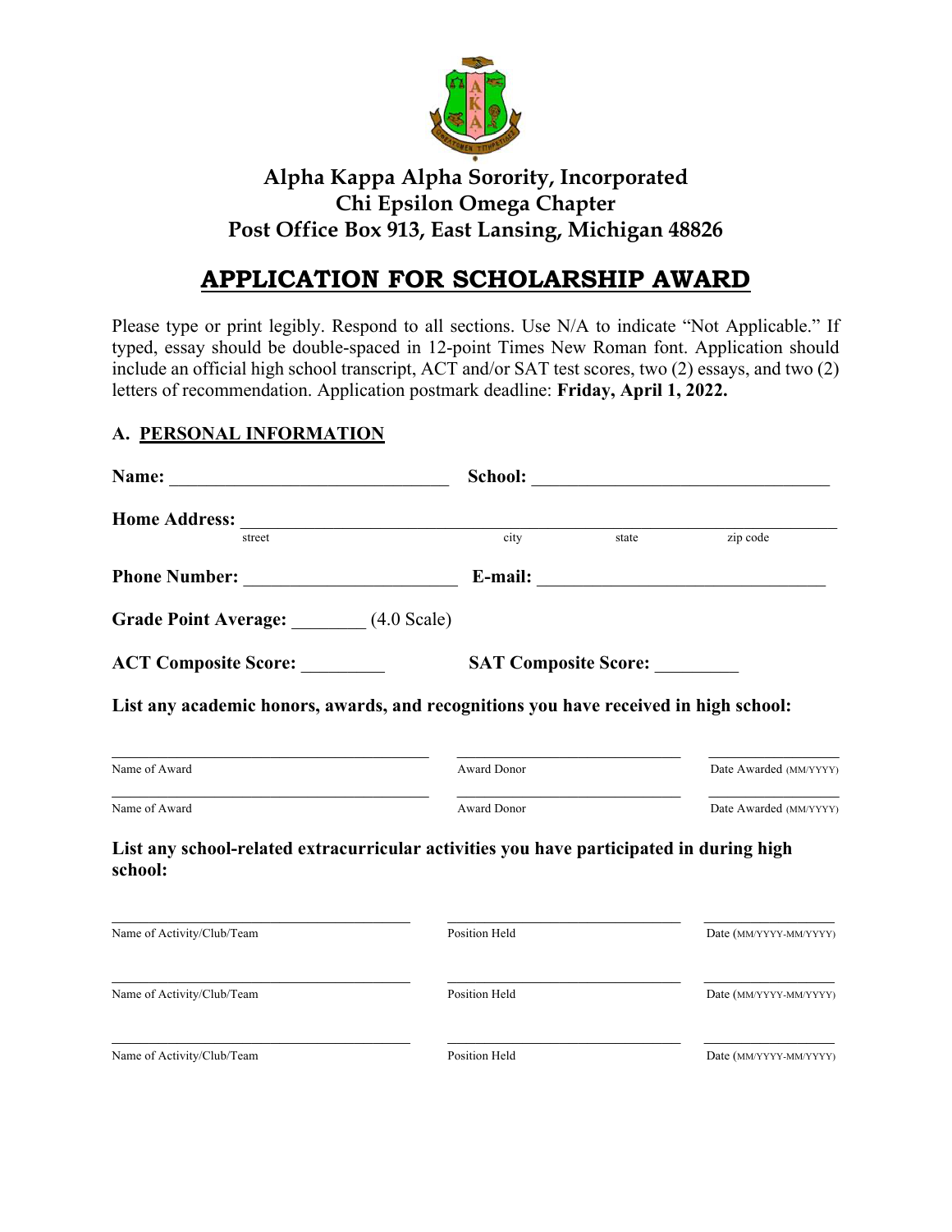**Alpha Kappa Alpha Sorority, Incorporated**
**Chi Epsilon Omega Chapter**
**Post Office Box 913, East Lansing, Michigan 48826**

# APPLICATION FOR SCHOLARSHIP AWARD

Please type or print legibly. Respond to all sections. Use N/A to indicate "Not Applicable." If typed, essay should be double-spaced in 12-point Times New Roman font. Application should include an official high school transcript, ACT and/or SAT test scores, two (2) essays, and two (2) letters of recommendation. Application postmark deadline: **Friday, April 1, 2022.**

## A. PERSONAL INFORMATION

**Name:** ______________________________ **School:** ________________________________

**Home Address:** ____________________________________________________________________
street city state zip code

**Phone Number:** _______________________ **E-mail:** _______________________________

**Grade Point Average:** ________ (4.0 Scale)

**ACT Composite Score:** _________ **SAT Composite Score:** _________

**List any academic honors, awards, and recognitions you have received in high school:**

| Name of Award | Award Donor | Date Awarded (MM/YYYY) |
| --- | --- | --- |
| | | |
| | | |

**List any school-related extracurricular activities you have participated in during high school:**

| Name of Activity/Club/Team | Position Held | Date (MM/YYYY-MM/YYYY) |
| --- | --- | --- |
| | | |
| | | |
| | | |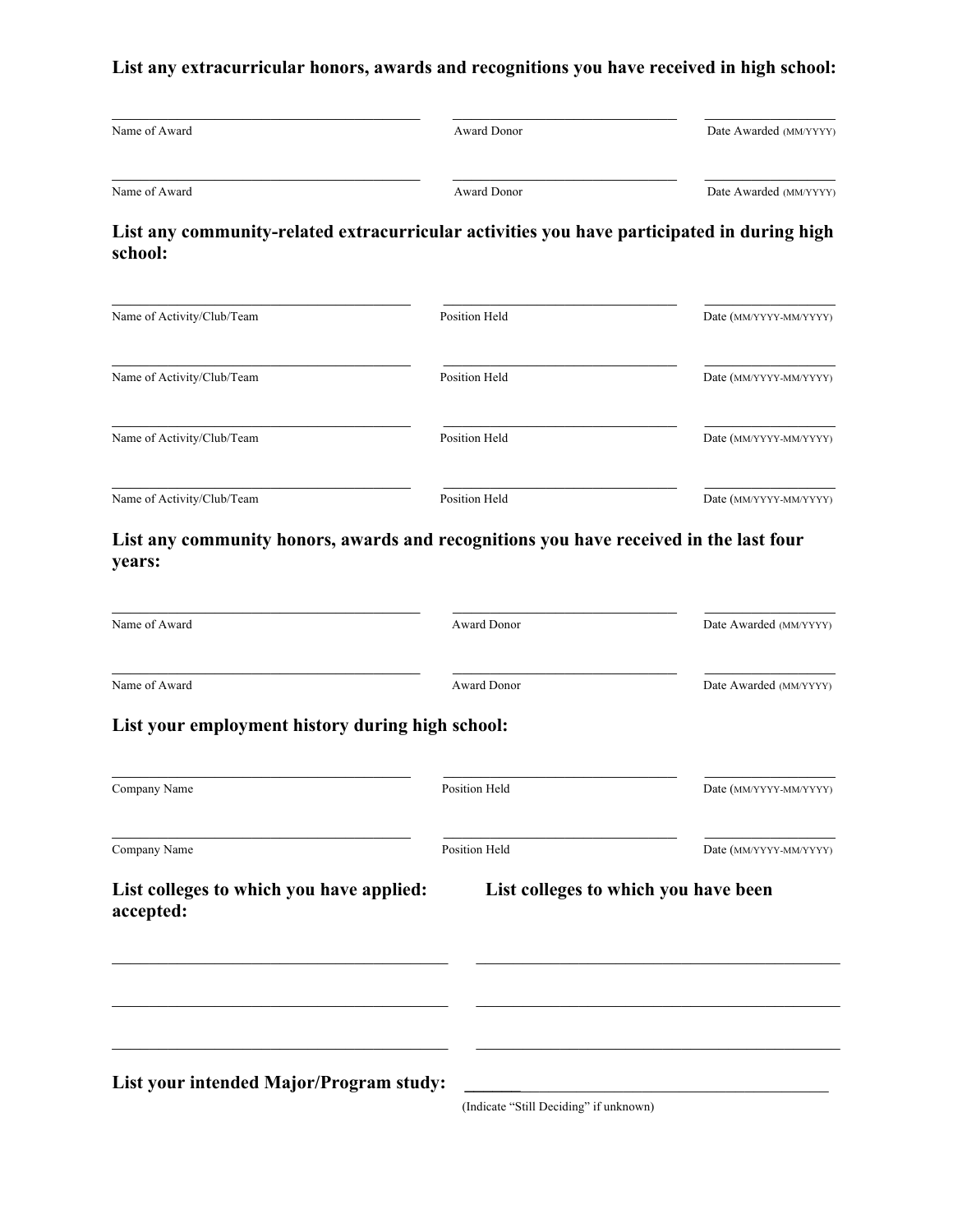**List any extracterricular honors, awards and recognitions you have received in high school:**

| Name of Award | Award Donor | Date Awarded (MM/YYYY) |
|---|---|---|
| | | |
| | | |

**List any community-related extracurricular activities you have participated in during high school:**

| Name of Activity/Club/Team | Position Held | Date (MM/YYYY-MM/YYYY) |
|---|---|---|
| | | |
| | | |
| | | |
| | | |

**List any community honors, awards and recognitions you have received in the last four years:**

| Name of Award | Award Donor | Date Awarded (MM/YYYY) |
|---|---|---|
| | | |
| | | |

**List your employment history during high school:**

| Company Name | Position Held | Date (MM/YYYY-MM/YYYY) |
|---|---|---|
| | | |
| | | |

| List colleges to which you have applied: | List colleges to which you have been accepted: |
|---|---|
| | |
| | |
| | |

**List your intended Major/Program study:** \_\_\_\_\_\_\_\_\_\_\_\_\_\_\_\_\_\_\_\_\_\_\_\_\_\_\_\_\_\_\_\_\_\_\_\_

(Indicate "Still Deciding" if unknown)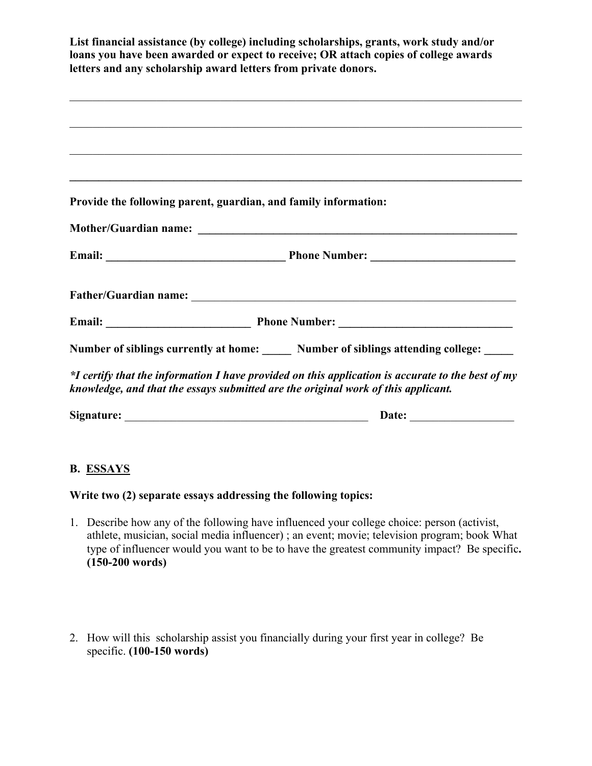**List financial assistance (by college) including scholarships, grants, work study and/or loans you have been awarded or expect to receive; OR attach copies of college awards letters and any scholarship award letters from private donors.**

\_\_\_\_\_\_\_\_\_\_\_\_\_\_\_\_\_\_\_\_\_\_\_\_\_\_\_\_\_\_\_\_\_\_\_\_\_\_\_\_\_\_\_\_\_\_\_\_\_\_\_\_\_\_\_\_\_\_\_\_\_\_\_\_\_\_\_\_\_\_\_\_\_\_\_\_

\_\_\_\_\_\_\_\_\_\_\_\_\_\_\_\_\_\_\_\_\_\_\_\_\_\_\_\_\_\_\_\_\_\_\_\_\_\_\_\_\_\_\_\_\_\_\_\_\_\_\_\_\_\_\_\_\_\_\_\_\_\_\_\_\_\_\_\_\_\_\_\_\_\_\_\_

\_\_\_\_\_\_\_\_\_\_\_\_\_\_\_\_\_\_\_\_\_\_\_\_\_\_\_\_\_\_\_\_\_\_\_\_\_\_\_\_\_\_\_\_\_\_\_\_\_\_\_\_\_\_\_\_\_\_\_\_\_\_\_\_\_\_\_\_\_\_\_\_\_\_\_\_

\_\_\_\_\_\_\_\_\_\_\_\_\_\_\_\_\_\_\_\_\_\_\_\_\_\_\_\_\_\_\_\_\_\_\_\_\_\_\_\_\_\_\_\_\_\_\_\_\_\_\_\_\_\_\_\_\_\_\_\_\_\_\_\_\_\_\_\_\_\_\_\_\_\_\_\_

**Provide the following parent, guardian, and family information:**

**Mother/Guardian name: \_\_\_\_\_\_\_\_\_\_\_\_\_\_\_\_\_\_\_\_\_\_\_\_\_\_\_\_\_\_\_\_\_\_\_\_\_\_\_\_\_\_\_\_\_\_\_\_\_\_\_\_\_\_\_\_**

**Email: \_\_\_\_\_\_\_\_\_\_\_\_\_\_\_\_\_\_\_\_\_\_\_\_\_\_\_\_\_\_\_ Phone Number: \_\_\_\_\_\_\_\_\_\_\_\_\_\_\_\_\_\_\_\_\_\_\_\_\_\_**

**Father/Guardian name:** \_\_\_\_\_\_\_\_\_\_\_\_\_\_\_\_\_\_\_\_\_\_\_\_\_\_\_\_\_\_\_\_\_\_\_\_\_\_\_\_\_\_\_\_\_\_\_\_\_\_\_\_\_\_\_\_\_\_

**Email: \_\_\_\_\_\_\_\_\_\_\_\_\_\_\_\_\_\_\_\_\_\_\_\_\_\_\_ Phone Number: \_\_\_\_\_\_\_\_\_\_\_\_\_\_\_\_\_\_\_\_\_\_\_\_\_\_\_\_\_\_\_**

**Number of siblings currently at home: \_\_\_\_\_ Number of siblings attending college: \_\_\_\_\_**

***I certify that the information I have provided on this application is accurate to the best of my knowledge, and that the essays submitted are the original work of this applicant.***

**Signature:** \_\_\_\_\_\_\_\_\_\_\_\_\_\_\_\_\_\_\_\_\_\_\_\_\_\_\_\_\_\_\_\_\_\_\_\_\_\_\_\_\_\_\_ **Date:** \_\_\_\_\_\_\_\_\_\_\_\_\_\_\_\_\_\_

## B. ESSAYS

**Write two (2) separate essays addressing the following topics:**

1. Describe how any of the following have influenced your college choice: person (activist, athlete, musician, social media influencer) ; an event; movie; television program; book What type of influencer would you want to be to have the greatest community impact? Be specific. **(150-200 words)**

2. How will this scholarship assist you financially during your first year in college? Be specific. **(100-150 words)**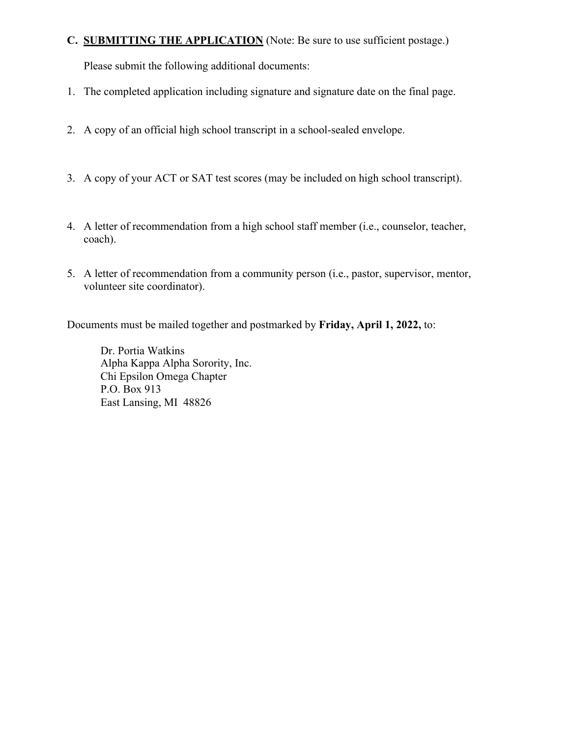### C. <u>SUBMITTING THE APPLICATION</u> (Note: Be sure to use sufficient postage.)

Please submit the following additional documents:

1. The completed application including signature and signature date on the final page.
2. A copy of an official high school transcript in a school-sealed envelope.
3. A copy of your ACT or SAT test scores (may be included on high school transcript).
4. A letter of recommendation from a high school staff member (i.e., counselor, teacher, coach).
5. A letter of recommendation from a community person (i.e., pastor, supervisor, mentor, volunteer site coordinator).

Documents must be mailed together and postmarked by **Friday, April 1, 2022,** to:

Dr. Portia Watkins
Alpha Kappa Alpha Sorority, Inc.
Chi Epsilon Omega Chapter
P.O. Box 913
East Lansing, MI 48826